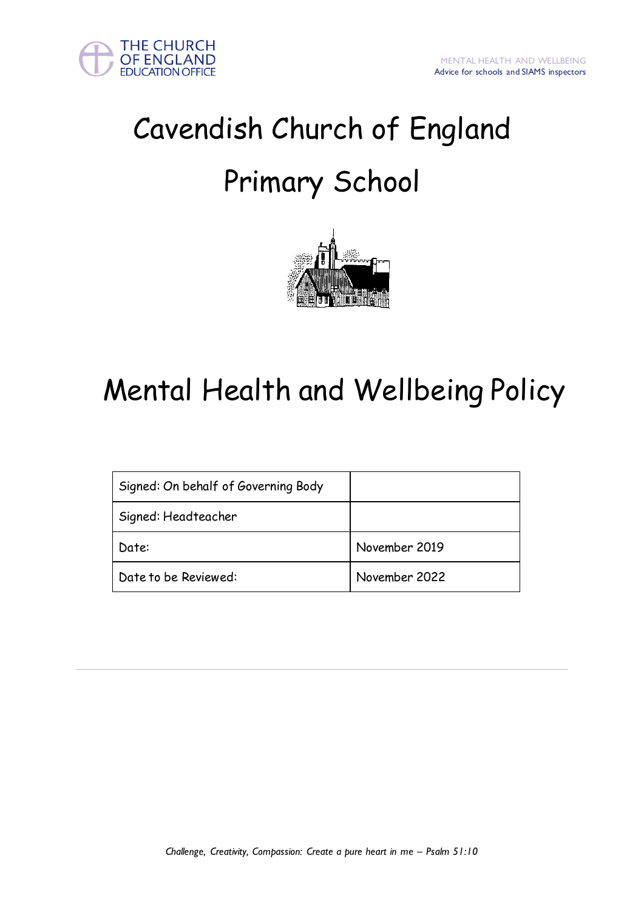# Cavendish Church of England Primary School

# Mental Health and Wellbeing Policy

| Signed: On behalf of Governing Body | |
|---|---|
| Signed: Headteacher | |
| Date: | November 2019 |
| Date to be Reviewed: | November 2022 |

*Challenge, Creativity, Compassion: Create a pure heart in me – Psalm 51:10*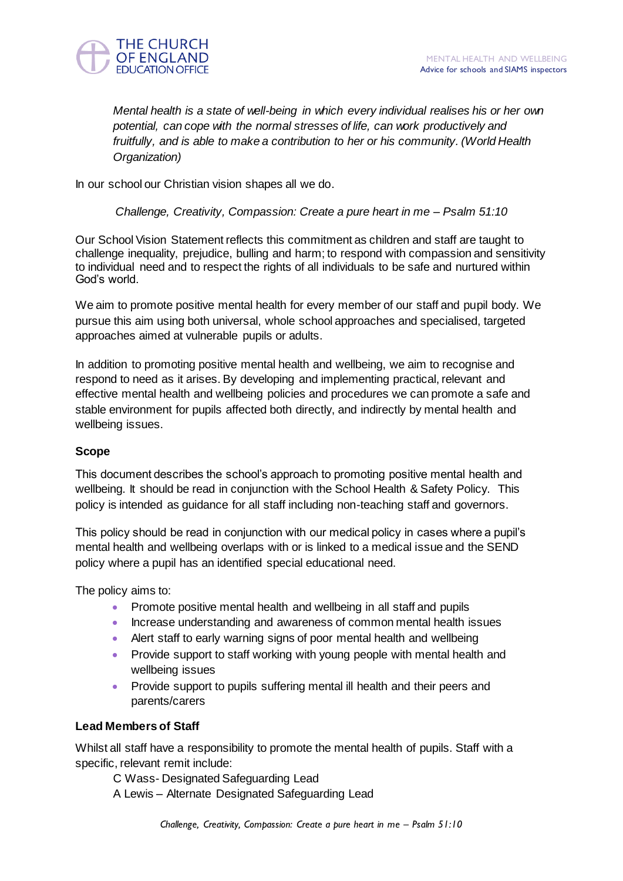*Mental health is a state of well-being in which every individual realises his or her own potential, can cope with the normal stresses of life, can work productively and fruitfully, and is able to make a contribution to her or his community. (World Health Organization)*

In our school our Christian vision shapes all we do.

*Challenge, Creativity, Compassion: Create a pure heart in me – Psalm 51:10*

Our School Vision Statement reflects this commitment as children and staff are taught to challenge inequality, prejudice, bulling and harm; to respond with compassion and sensitivity to individual need and to respect the rights of all individuals to be safe and nurtured within God's world.

We aim to promote positive mental health for every member of our staff and pupil body. We pursue this aim using both universal, whole school approaches and specialised, targeted approaches aimed at vulnerable pupils or adults.

In addition to promoting positive mental health and wellbeing, we aim to recognise and respond to need as it arises. By developing and implementing practical, relevant and effective mental health and wellbeing policies and procedures we can promote a safe and stable environment for pupils affected both directly, and indirectly by mental health and wellbeing issues.

**Scope**

This document describes the school's approach to promoting positive mental health and wellbeing. It should be read in conjunction with the School Health & Safety Policy. This policy is intended as guidance for all staff including non-teaching staff and governors.

This policy should be read in conjunction with our medical policy in cases where a pupil's mental health and wellbeing overlaps with or is linked to a medical issue and the SEND policy where a pupil has an identified special educational need.

The policy aims to:

- Promote positive mental health and wellbeing in all staff and pupils
- Increase understanding and awareness of common mental health issues
- Alert staff to early warning signs of poor mental health and wellbeing
- Provide support to staff working with young people with mental health and wellbeing issues
- Provide support to pupils suffering mental ill health and their peers and parents/carers

**Lead Members of Staff**

Whilst all staff have a responsibility to promote the mental health of pupils. Staff with a specific, relevant remit include:

C Wass- Designated Safeguarding Lead
A Lewis – Alternate Designated Safeguarding Lead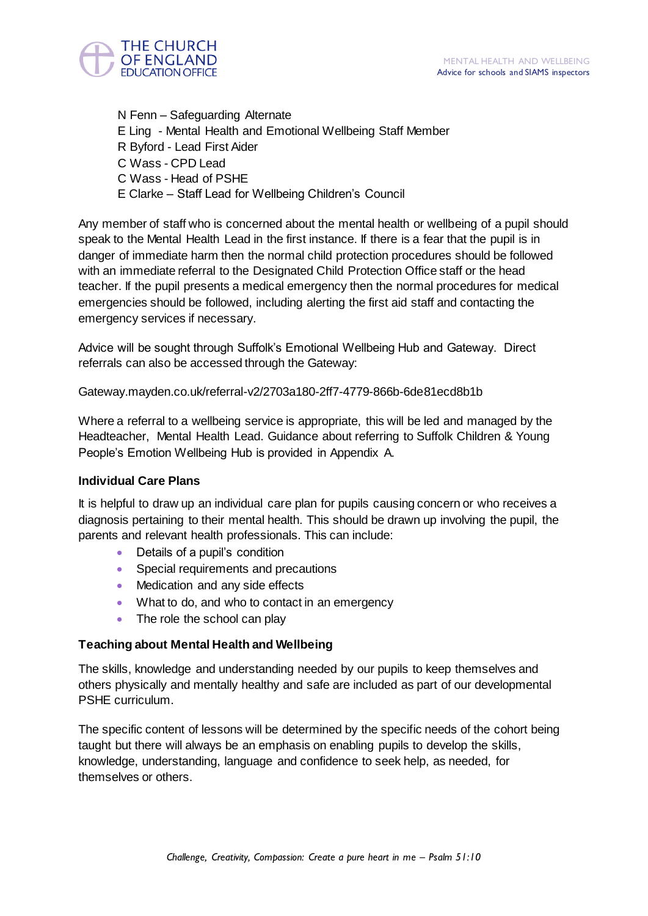N Fenn – Safeguarding Alternate
E Ling - Mental Health and Emotional Wellbeing Staff Member
R Byford - Lead First Aider
C Wass - CPD Lead
C Wass - Head of PSHE
E Clarke – Staff Lead for Wellbeing Children's Council

Any member of staff who is concerned about the mental health or wellbeing of a pupil should speak to the Mental Health Lead in the first instance. If there is a fear that the pupil is in danger of immediate harm then the normal child protection procedures should be followed with an immediate referral to the Designated Child Protection Office staff or the head teacher. If the pupil presents a medical emergency then the normal procedures for medical emergencies should be followed, including alerting the first aid staff and contacting the emergency services if necessary.

Advice will be sought through Suffolk's Emotional Wellbeing Hub and Gateway. Direct referrals can also be accessed through the Gateway:

Gateway.mayden.co.uk/referral-v2/2703a180-2ff7-4779-866b-6de81ecd8b1b

Where a referral to a wellbeing service is appropriate, this will be led and managed by the Headteacher, Mental Health Lead. Guidance about referring to Suffolk Children & Young People's Emotion Wellbeing Hub is provided in Appendix A.

**Individual Care Plans**

It is helpful to draw up an individual care plan for pupils causing concern or who receives a diagnosis pertaining to their mental health. This should be drawn up involving the pupil, the parents and relevant health professionals. This can include:

- Details of a pupil's condition
- Special requirements and precautions
- Medication and any side effects
- What to do, and who to contact in an emergency
- The role the school can play

**Teaching about Mental Health and Wellbeing**

The skills, knowledge and understanding needed by our pupils to keep themselves and others physically and mentally healthy and safe are included as part of our developmental PSHE curriculum.

The specific content of lessons will be determined by the specific needs of the cohort being taught but there will always be an emphasis on enabling pupils to develop the skills, knowledge, understanding, language and confidence to seek help, as needed, for themselves or others.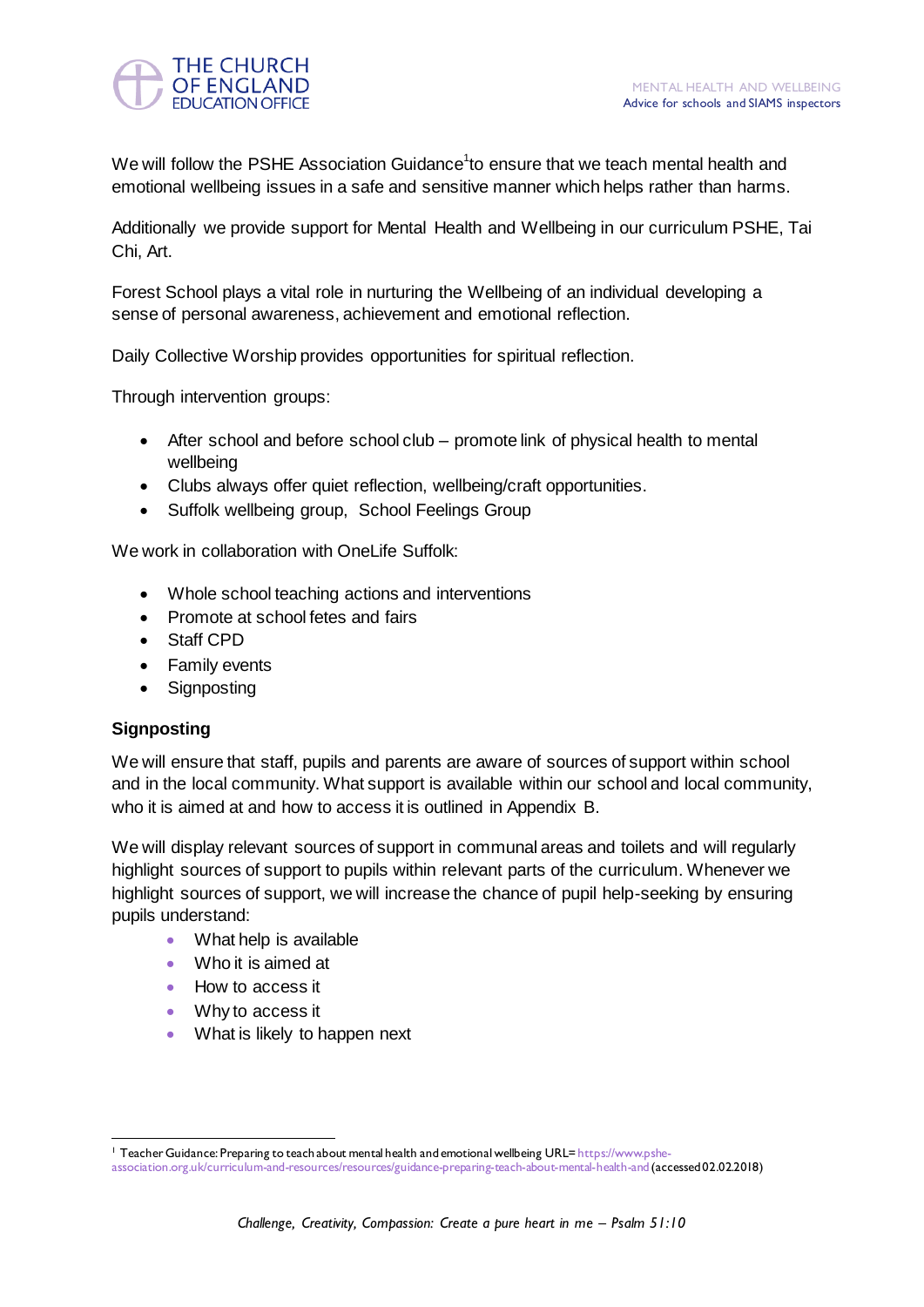We will follow the PSHE Association Guidance[1] to ensure that we teach mental health and emotional wellbeing issues in a safe and sensitive manner which helps rather than harms.

Additionally we provide support for Mental Health and Wellbeing in our curriculum PSHE, Tai Chi, Art.

Forest School plays a vital role in nurturing the Wellbeing of an individual developing a sense of personal awareness, achievement and emotional reflection.

Daily Collective Worship provides opportunities for spiritual reflection.

Through intervention groups:

- After school and before school club – promote link of physical health to mental wellbeing
- Clubs always offer quiet reflection, wellbeing/craft opportunities.
- Suffolk wellbeing group, School Feelings Group

We work in collaboration with OneLife Suffolk:

- Whole school teaching actions and interventions
- Promote at school fetes and fairs
- Staff CPD
- Family events
- Signposting

**Signposting**

We will ensure that staff, pupils and parents are aware of sources of support within school and in the local community. What support is available within our school and local community, who it is aimed at and how to access it is outlined in Appendix B.

We will display relevant sources of support in communal areas and toilets and will regularly highlight sources of support to pupils within relevant parts of the curriculum. Whenever we highlight sources of support, we will increase the chance of pupil help-seeking by ensuring pupils understand:

- What help is available
- Who it is aimed at
- How to access it
- Why to access it
- What is likely to happen next

[1] Teacher Guidance: Preparing to teach about mental health and emotional wellbeing URL= https://www.pshe-association.org.uk/curriculum-and-resources/resources/guidance-preparing-teach-about-mental-health-and (accessed 02.02.2018)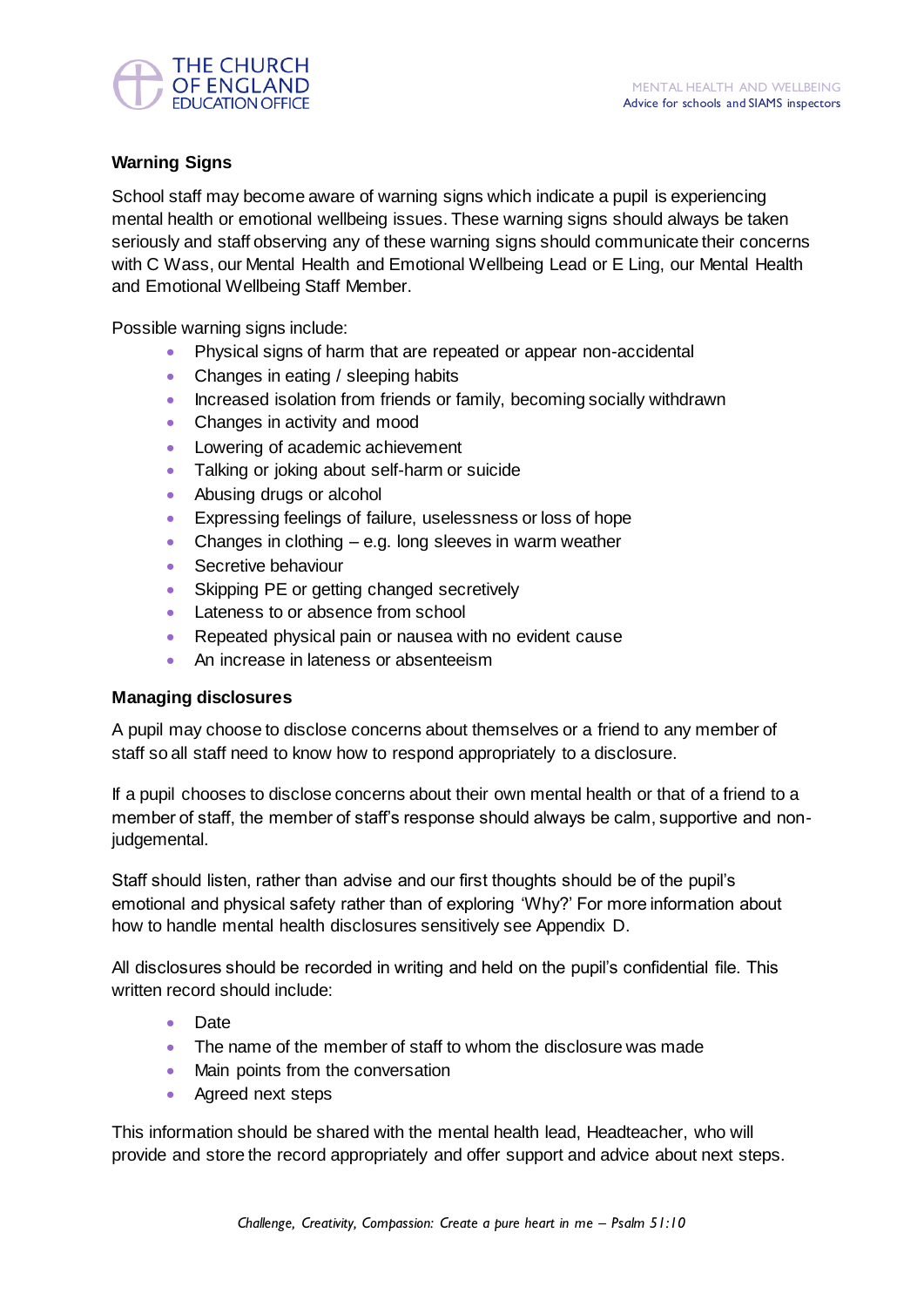## Warning Signs

School staff may become aware of warning signs which indicate a pupil is experiencing mental health or emotional wellbeing issues. These warning signs should always be taken seriously and staff observing any of these warning signs should communicate their concerns with C Wass, our Mental Health and Emotional Wellbeing Lead or E Ling, our Mental Health and Emotional Wellbeing Staff Member.

Possible warning signs include:

- Physical signs of harm that are repeated or appear non-accidental
- Changes in eating / sleeping habits
- Increased isolation from friends or family, becoming socially withdrawn
- Changes in activity and mood
- Lowering of academic achievement
- Talking or joking about self-harm or suicide
- Abusing drugs or alcohol
- Expressing feelings of failure, uselessness or loss of hope
- Changes in clothing – e.g. long sleeves in warm weather
- Secretive behaviour
- Skipping PE or getting changed secretively
- Lateness to or absence from school
- Repeated physical pain or nausea with no evident cause
- An increase in lateness or absenteeism

## Managing disclosures

A pupil may choose to disclose concerns about themselves or a friend to any member of staff so all staff need to know how to respond appropriately to a disclosure.

If a pupil chooses to disclose concerns about their own mental health or that of a friend to a member of staff, the member of staff's response should always be calm, supportive and non-judgemental.

Staff should listen, rather than advise and our first thoughts should be of the pupil's emotional and physical safety rather than of exploring 'Why?' For more information about how to handle mental health disclosures sensitively see Appendix D.

All disclosures should be recorded in writing and held on the pupil's confidential file. This written record should include:

- Date
- The name of the member of staff to whom the disclosure was made
- Main points from the conversation
- Agreed next steps

This information should be shared with the mental health lead, Headteacher, who will provide and store the record appropriately and offer support and advice about next steps.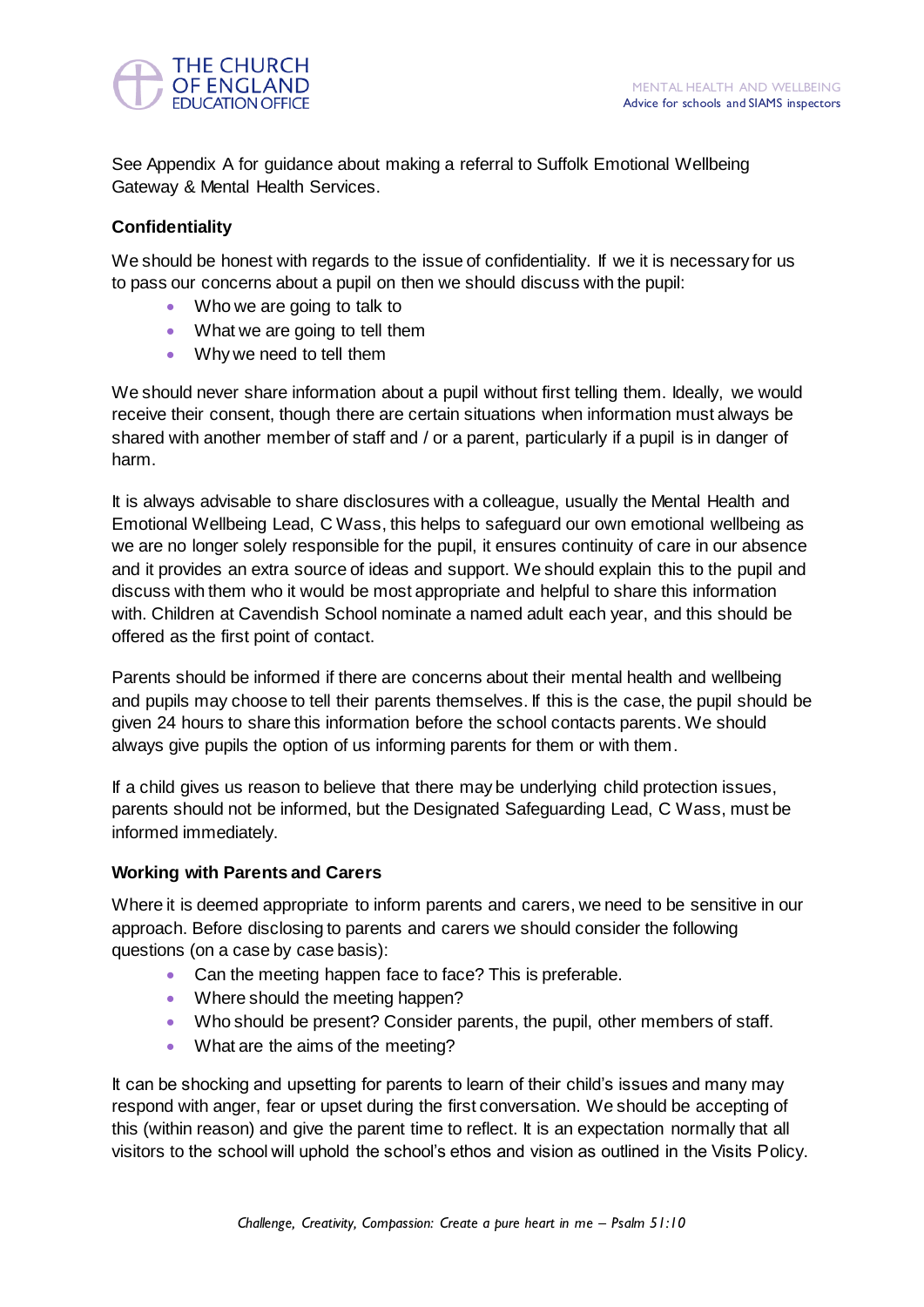See Appendix A for guidance about making a referral to Suffolk Emotional Wellbeing Gateway & Mental Health Services.

**Confidentiality**

We should be honest with regards to the issue of confidentiality. If we it is necessary for us to pass our concerns about a pupil on then we should discuss with the pupil:

- Who we are going to talk to
- What we are going to tell them
- Why we need to tell them

We should never share information about a pupil without first telling them. Ideally, we would receive their consent, though there are certain situations when information must always be shared with another member of staff and / or a parent, particularly if a pupil is in danger of harm.

It is always advisable to share disclosures with a colleague, usually the Mental Health and Emotional Wellbeing Lead, C Wass, this helps to safeguard our own emotional wellbeing as we are no longer solely responsible for the pupil, it ensures continuity of care in our absence and it provides an extra source of ideas and support. We should explain this to the pupil and discuss with them who it would be most appropriate and helpful to share this information with. Children at Cavendish School nominate a named adult each year, and this should be offered as the first point of contact.

Parents should be informed if there are concerns about their mental health and wellbeing and pupils may choose to tell their parents themselves. If this is the case, the pupil should be given 24 hours to share this information before the school contacts parents. We should always give pupils the option of us informing parents for them or with them.

If a child gives us reason to believe that there may be underlying child protection issues, parents should not be informed, but the Designated Safeguarding Lead, C Wass, must be informed immediately.

**Working with Parents and Carers**

Where it is deemed appropriate to inform parents and carers, we need to be sensitive in our approach. Before disclosing to parents and carers we should consider the following questions (on a case by case basis):

- Can the meeting happen face to face? This is preferable.
- Where should the meeting happen?
- Who should be present? Consider parents, the pupil, other members of staff.
- What are the aims of the meeting?

It can be shocking and upsetting for parents to learn of their child's issues and many may respond with anger, fear or upset during the first conversation. We should be accepting of this (within reason) and give the parent time to reflect. It is an expectation normally that all visitors to the school will uphold the school's ethos and vision as outlined in the Visits Policy.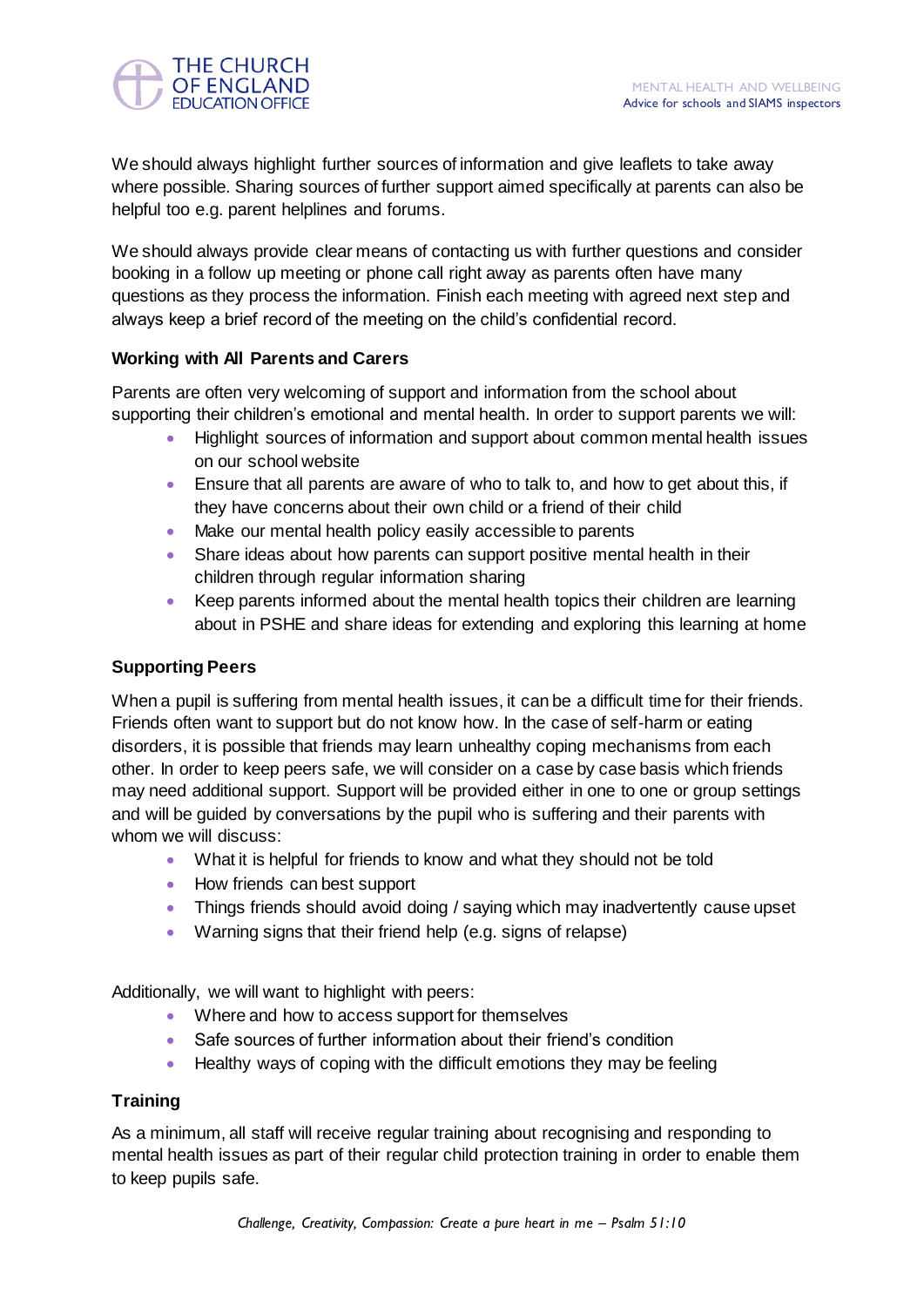We should always highlight further sources of information and give leaflets to take away where possible. Sharing sources of further support aimed specifically at parents can also be helpful too e.g. parent helplines and forums.

We should always provide clear means of contacting us with further questions and consider booking in a follow up meeting or phone call right away as parents often have many questions as they process the information. Finish each meeting with agreed next step and always keep a brief record of the meeting on the child's confidential record.

### Working with All Parents and Carers

Parents are often very welcoming of support and information from the school about supporting their children's emotional and mental health. In order to support parents we will:

- Highlight sources of information and support about common mental health issues on our school website
- Ensure that all parents are aware of who to talk to, and how to get about this, if they have concerns about their own child or a friend of their child
- Make our mental health policy easily accessible to parents
- Share ideas about how parents can support positive mental health in their children through regular information sharing
- Keep parents informed about the mental health topics their children are learning about in PSHE and share ideas for extending and exploring this learning at home

### Supporting Peers

When a pupil is suffering from mental health issues, it can be a difficult time for their friends. Friends often want to support but do not know how. In the case of self-harm or eating disorders, it is possible that friends may learn unhealthy coping mechanisms from each other. In order to keep peers safe, we will consider on a case by case basis which friends may need additional support. Support will be provided either in one to one or group settings and will be guided by conversations by the pupil who is suffering and their parents with whom we will discuss:

- What it is helpful for friends to know and what they should not be told
- How friends can best support
- Things friends should avoid doing / saying which may inadvertently cause upset
- Warning signs that their friend help (e.g. signs of relapse)

Additionally, we will want to highlight with peers:

- Where and how to access support for themselves
- Safe sources of further information about their friend's condition
- Healthy ways of coping with the difficult emotions they may be feeling

### Training

As a minimum, all staff will receive regular training about recognising and responding to mental health issues as part of their regular child protection training in order to enable them to keep pupils safe.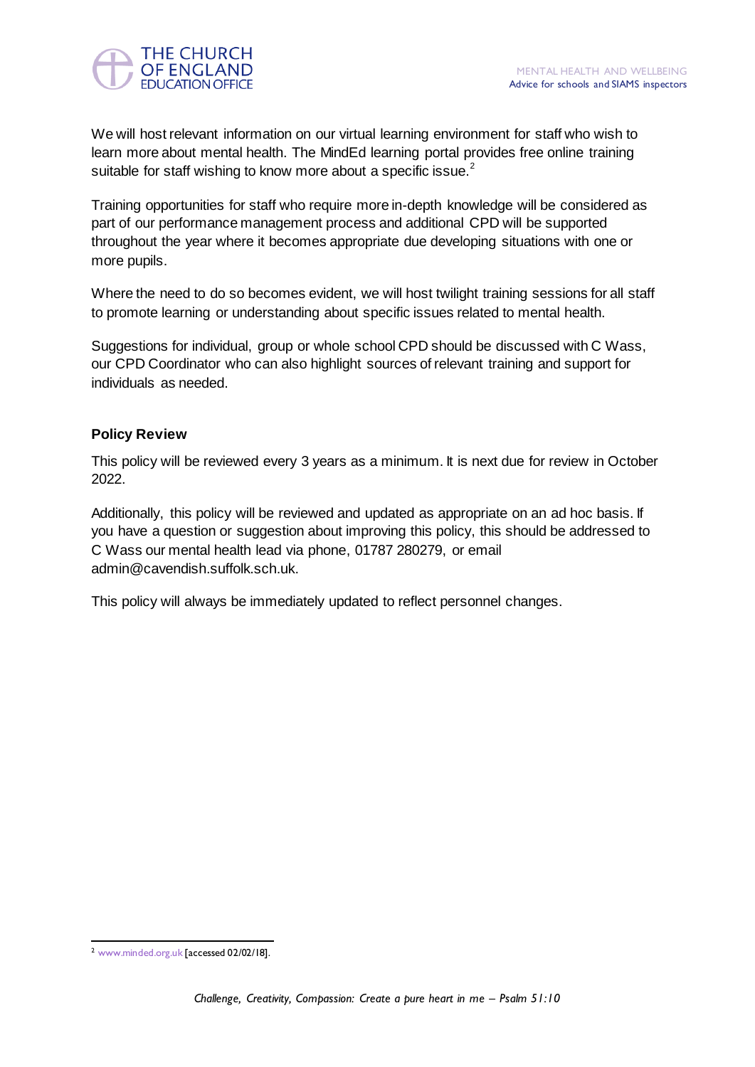We will host relevant information on our virtual learning environment for staff who wish to learn more about mental health. The MindEd learning portal provides free online training suitable for staff wishing to know more about a specific issue.[2]

Training opportunities for staff who require more in-depth knowledge will be considered as part of our performance management process and additional CPD will be supported throughout the year where it becomes appropriate due developing situations with one or more pupils.

Where the need to do so becomes evident, we will host twilight training sessions for all staff to promote learning or understanding about specific issues related to mental health.

Suggestions for individual, group or whole school CPD should be discussed with C Wass, our CPD Coordinator who can also highlight sources of relevant training and support for individuals as needed.

**Policy Review**

This policy will be reviewed every 3 years as a minimum. It is next due for review in October 2022.

Additionally, this policy will be reviewed and updated as appropriate on an ad hoc basis. If you have a question or suggestion about improving this policy, this should be addressed to C Wass our mental health lead via phone, 01787 280279, or email admin@cavendish.suffolk.sch.uk.

This policy will always be immediately updated to reflect personnel changes.

[2] www.minded.org.uk [accessed 02/02/18].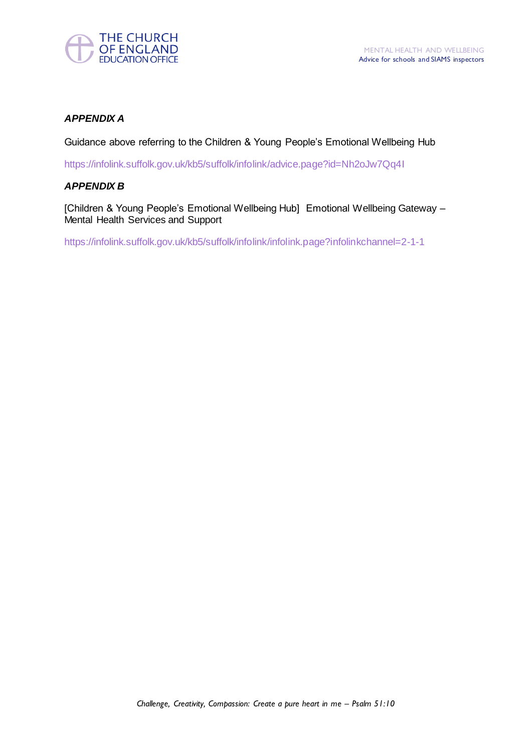***APPENDIX A***

Guidance above referring to the Children & Young People's Emotional Wellbeing Hub

https://infolink.suffolk.gov.uk/kb5/suffolk/infolink/advice.page?id=Nh2oJw7Qq4I

***APPENDIX B***

[Children & Young People's Emotional Wellbeing Hub]  Emotional Wellbeing Gateway – Mental Health Services and Support

https://infolink.suffolk.gov.uk/kb5/suffolk/infolink/infolink.page?infolinkchannel=2-1-1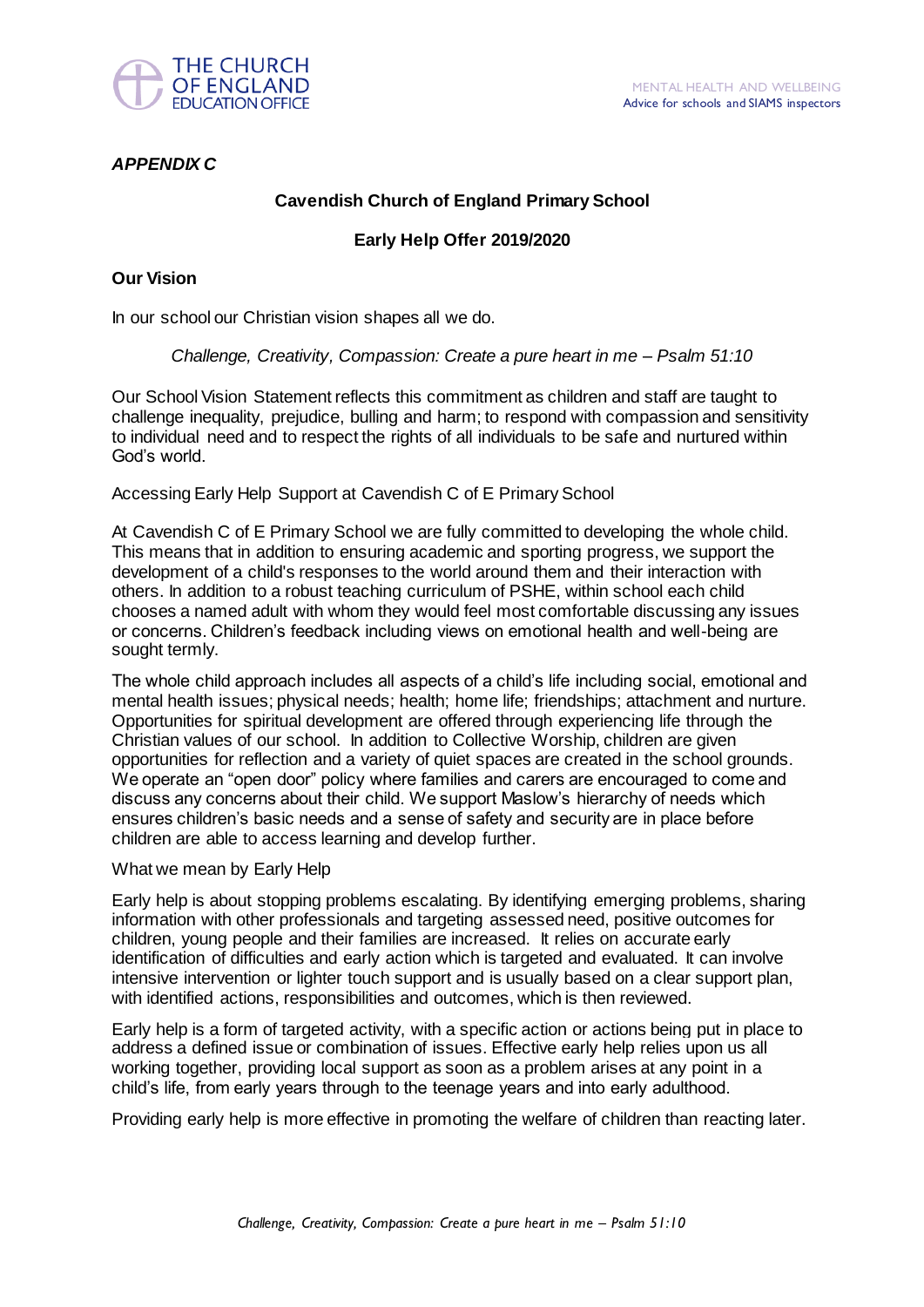*APPENDIX C*

**Cavendish Church of England Primary School**

**Early Help Offer 2019/2020**

**Our Vision**

In our school our Christian vision shapes all we do.

*Challenge, Creativity, Compassion: Create a pure heart in me – Psalm 51:10*

Our School Vision Statement reflects this commitment as children and staff are taught to challenge inequality, prejudice, bulling and harm; to respond with compassion and sensitivity to individual need and to respect the rights of all individuals to be safe and nurtured within God's world.

Accessing Early Help Support at Cavendish C of E Primary School

At Cavendish C of E Primary School we are fully committed to developing the whole child. This means that in addition to ensuring academic and sporting progress, we support the development of a child's responses to the world around them and their interaction with others. In addition to a robust teaching curriculum of PSHE, within school each child chooses a named adult with whom they would feel most comfortable discussing any issues or concerns. Children's feedback including views on emotional health and well-being are sought termly.

The whole child approach includes all aspects of a child's life including social, emotional and mental health issues; physical needs; health; home life; friendships; attachment and nurture. Opportunities for spiritual development are offered through experiencing life through the Christian values of our school. In addition to Collective Worship, children are given opportunities for reflection and a variety of quiet spaces are created in the school grounds. We operate an "open door" policy where families and carers are encouraged to come and discuss any concerns about their child. We support Maslow's hierarchy of needs which ensures children's basic needs and a sense of safety and security are in place before children are able to access learning and develop further.

What we mean by Early Help

Early help is about stopping problems escalating. By identifying emerging problems, sharing information with other professionals and targeting assessed need, positive outcomes for children, young people and their families are increased. It relies on accurate early identification of difficulties and early action which is targeted and evaluated. It can involve intensive intervention or lighter touch support and is usually based on a clear support plan, with identified actions, responsibilities and outcomes, which is then reviewed.

Early help is a form of targeted activity, with a specific action or actions being put in place to address a defined issue or combination of issues. Effective early help relies upon us all working together, providing local support as soon as a problem arises at any point in a child's life, from early years through to the teenage years and into early adulthood.

Providing early help is more effective in promoting the welfare of children than reacting later.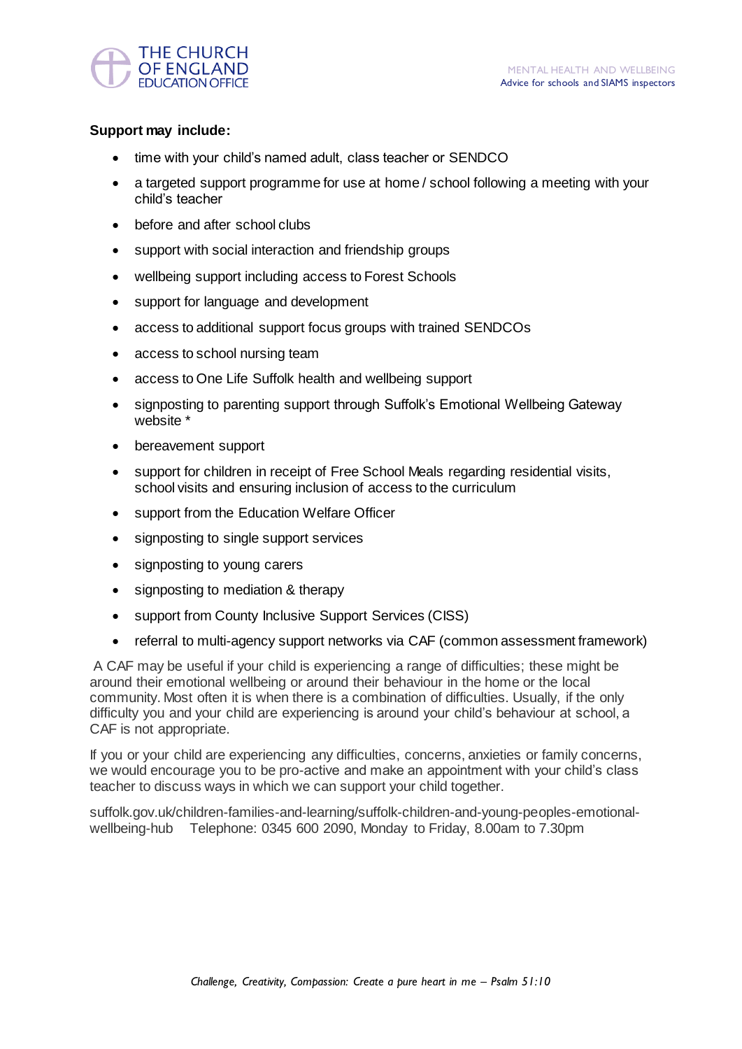**Support may include:**

- time with your child's named adult, class teacher or SENDCO
- a targeted support programme for use at home / school following a meeting with your child's teacher
- before and after school clubs
- support with social interaction and friendship groups
- wellbeing support including access to Forest Schools
- support for language and development
- access to additional support focus groups with trained SENDCOs
- access to school nursing team
- access to One Life Suffolk health and wellbeing support
- signposting to parenting support through Suffolk's Emotional Wellbeing Gateway website *
- bereavement support
- support for children in receipt of Free School Meals regarding residential visits, school visits and ensuring inclusion of access to the curriculum
- support from the Education Welfare Officer
- signposting to single support services
- signposting to young carers
- signposting to mediation & therapy
- support from County Inclusive Support Services (CISS)
- referral to multi-agency support networks via CAF (common assessment framework)

A CAF may be useful if your child is experiencing a range of difficulties; these might be around their emotional wellbeing or around their behaviour in the home or the local community. Most often it is when there is a combination of difficulties. Usually, if the only difficulty you and your child are experiencing is around your child's behaviour at school, a CAF is not appropriate.

If you or your child are experiencing any difficulties, concerns, anxieties or family concerns, we would encourage you to be pro-active and make an appointment with your child's class teacher to discuss ways in which we can support your child together.

suffolk.gov.uk/children-families-and-learning/suffolk-children-and-young-peoples-emotional-wellbeing-hub Telephone: 0345 600 2090, Monday to Friday, 8.00am to 7.30pm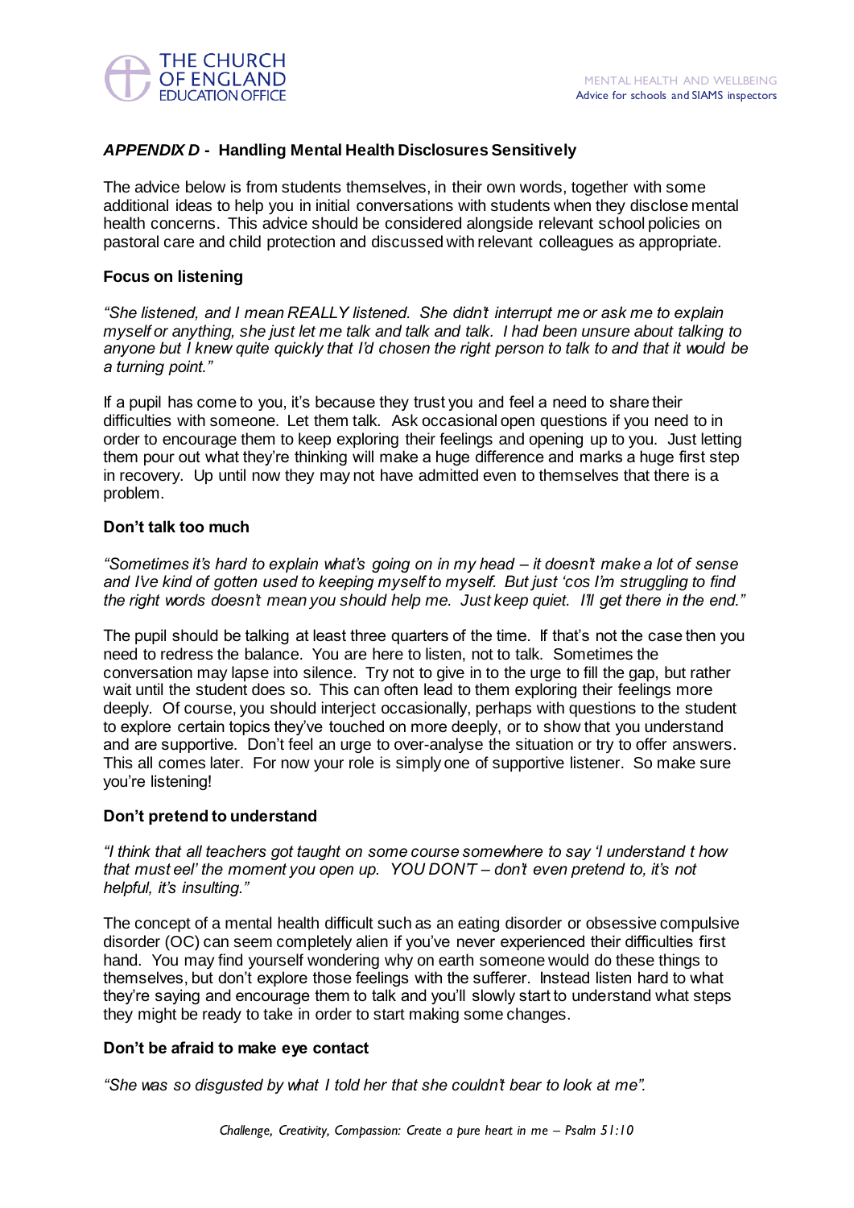### *APPENDIX D -* Handling Mental Health Disclosures Sensitively

The advice below is from students themselves, in their own words, together with some additional ideas to help you in initial conversations with students when they disclose mental health concerns. This advice should be considered alongside relevant school policies on pastoral care and child protection and discussed with relevant colleagues as appropriate.

#### Focus on listening

*"She listened, and I mean REALLY listened. She didn't interrupt me or ask me to explain myself or anything, she just let me talk and talk and talk. I had been unsure about talking to anyone but I knew quite quickly that I'd chosen the right person to talk to and that it would be a turning point."*

If a pupil has come to you, it's because they trust you and feel a need to share their difficulties with someone. Let them talk. Ask occasional open questions if you need to in order to encourage them to keep exploring their feelings and opening up to you. Just letting them pour out what they're thinking will make a huge difference and marks a huge first step in recovery. Up until now they may not have admitted even to themselves that there is a problem.

#### Don't talk too much

*"Sometimes it's hard to explain what's going on in my head – it doesn't make a lot of sense and I've kind of gotten used to keeping myself to myself. But just 'cos I'm struggling to find the right words doesn't mean you should help me. Just keep quiet. I'll get there in the end."*

The pupil should be talking at least three quarters of the time. If that's not the case then you need to redress the balance. You are here to listen, not to talk. Sometimes the conversation may lapse into silence. Try not to give in to the urge to fill the gap, but rather wait until the student does so. This can often lead to them exploring their feelings more deeply. Of course, you should interject occasionally, perhaps with questions to the student to explore certain topics they've touched on more deeply, or to show that you understand and are supportive. Don't feel an urge to over-analyse the situation or try to offer answers. This all comes later. For now your role is simply one of supportive listener. So make sure you're listening!

#### Don't pretend to understand

*"I think that all teachers got taught on some course somewhere to say 'I understand t how that must eel' the moment you open up. YOU DON'T – don't even pretend to, it's not helpful, it's insulting."*

The concept of a mental health difficult such as an eating disorder or obsessive compulsive disorder (OC) can seem completely alien if you've never experienced their difficulties first hand. You may find yourself wondering why on earth someone would do these things to themselves, but don't explore those feelings with the sufferer. Instead listen hard to what they're saying and encourage them to talk and you'll slowly start to understand what steps they might be ready to take in order to start making some changes.

#### Don't be afraid to make eye contact

*"She was so disgusted by what I told her that she couldn't bear to look at me".*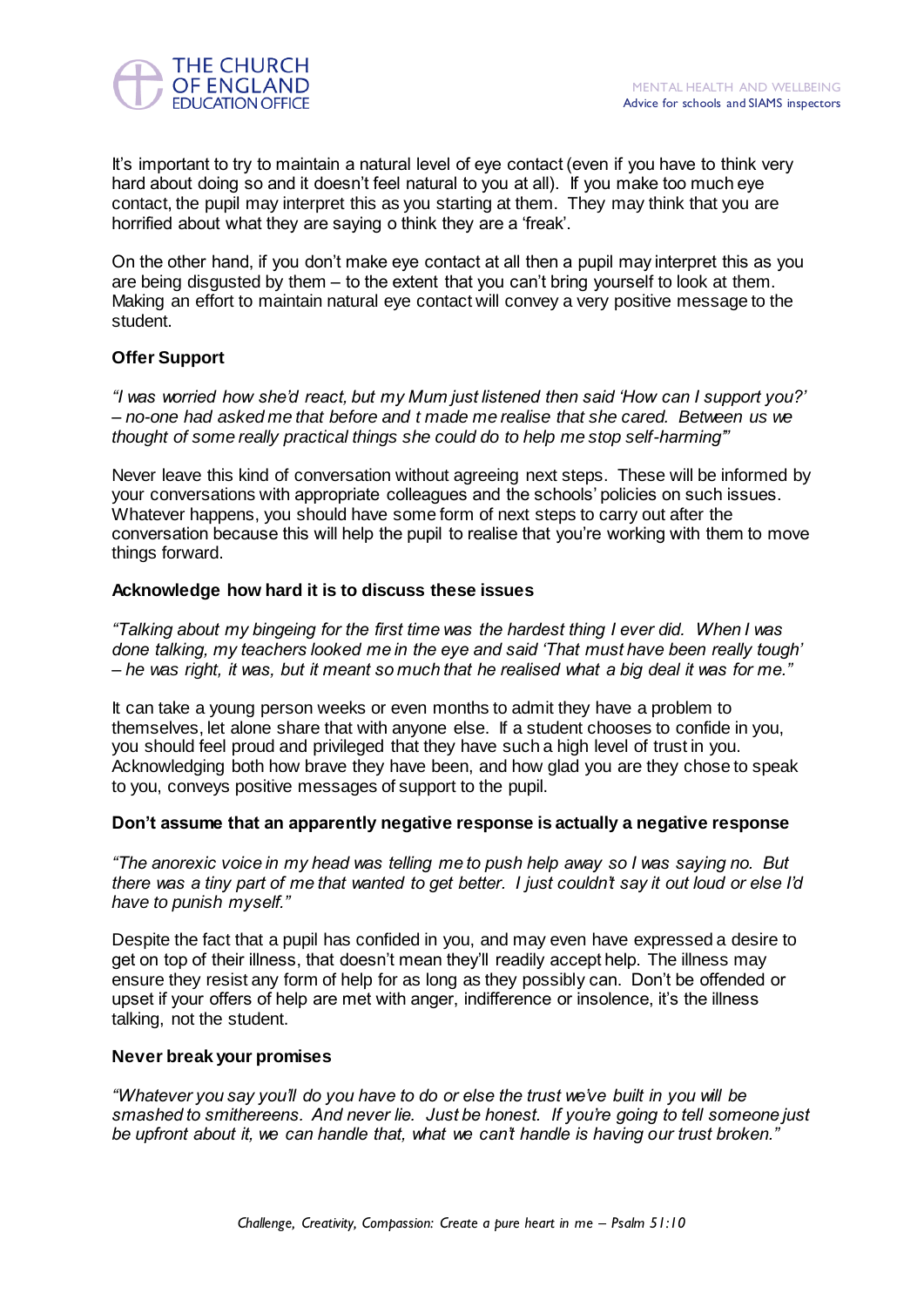It's important to try to maintain a natural level of eye contact (even if you have to think very hard about doing so and it doesn't feel natural to you at all). If you make too much eye contact, the pupil may interpret this as you starting at them. They may think that you are horrified about what they are saying o think they are a 'freak'.

On the other hand, if you don't make eye contact at all then a pupil may interpret this as you are being disgusted by them – to the extent that you can't bring yourself to look at them. Making an effort to maintain natural eye contact will convey a very positive message to the student.

**Offer Support**

*"I was worried how she'd react, but my Mum just listened then said 'How can I support you?' – no-one had asked me that before and t made me realise that she cared. Between us we thought of some really practical things she could do to help me stop self-harming"'*

Never leave this kind of conversation without agreeing next steps. These will be informed by your conversations with appropriate colleagues and the schools' policies on such issues. Whatever happens, you should have some form of next steps to carry out after the conversation because this will help the pupil to realise that you're working with them to move things forward.

**Acknowledge how hard it is to discuss these issues**

*"Talking about my bingeing for the first time was the hardest thing I ever did. When I was done talking, my teachers looked me in the eye and said 'That must have been really tough' – he was right, it was, but it meant so much that he realised what a big deal it was for me."*

It can take a young person weeks or even months to admit they have a problem to themselves, let alone share that with anyone else. If a student chooses to confide in you, you should feel proud and privileged that they have such a high level of trust in you. Acknowledging both how brave they have been, and how glad you are they chose to speak to you, conveys positive messages of support to the pupil.

**Don't assume that an apparently negative response is actually a negative response**

*"The anorexic voice in my head was telling me to push help away so I was saying no. But there was a tiny part of me that wanted to get better. I just couldn't say it out loud or else I'd have to punish myself."*

Despite the fact that a pupil has confided in you, and may even have expressed a desire to get on top of their illness, that doesn't mean they'll readily accept help. The illness may ensure they resist any form of help for as long as they possibly can. Don't be offended or upset if your offers of help are met with anger, indifference or insolence, it's the illness talking, not the student.

**Never break your promises**

*"Whatever you say you'll do you have to do or else the trust we've built in you will be smashed to smithereens. And never lie. Just be honest. If you're going to tell someone just be upfront about it, we can handle that, what we can't handle is having our trust broken."*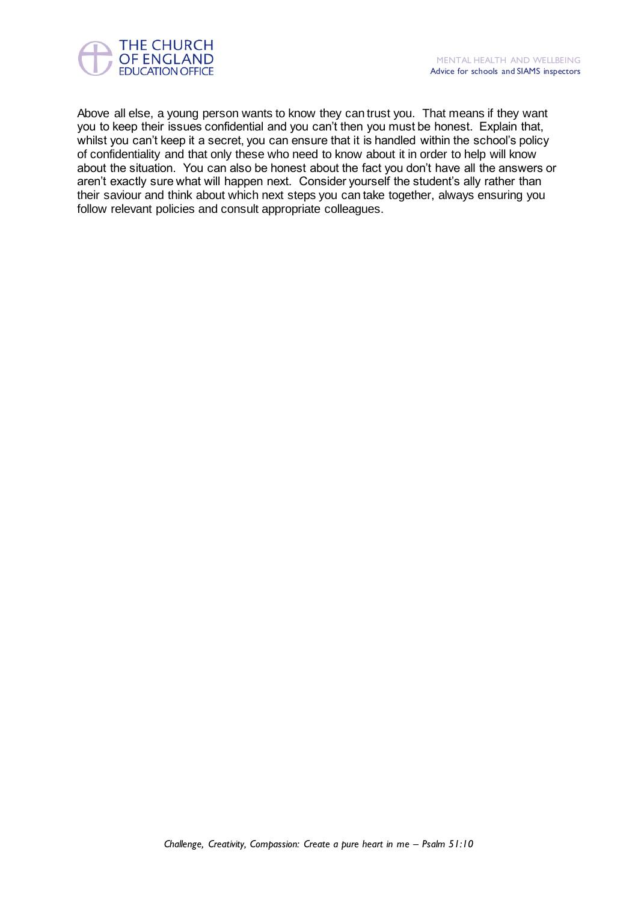Above all else, a young person wants to know they can trust you. That means if they want you to keep their issues confidential and you can't then you must be honest. Explain that, whilst you can't keep it a secret, you can ensure that it is handled within the school's policy of confidentiality and that only these who need to know about it in order to help will know about the situation. You can also be honest about the fact you don't have all the answers or aren't exactly sure what will happen next. Consider yourself the student's ally rather than their saviour and think about which next steps you can take together, always ensuring you follow relevant policies and consult appropriate colleagues.